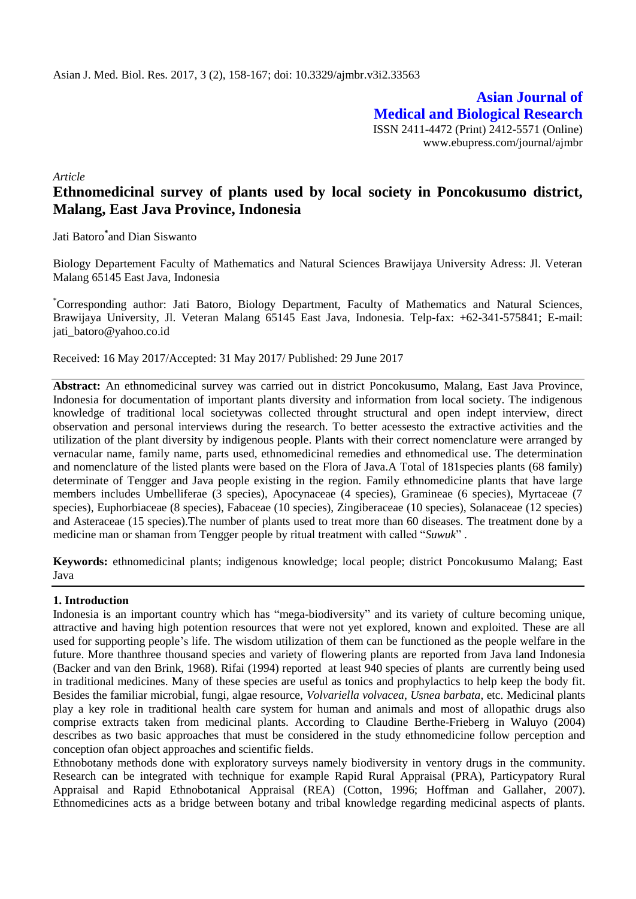**Asian Journal of Medical and Biological Research**

ISSN 2411-4472 (Print) 2412-5571 (Online)
www.ebupress.com/journal/ajmbr

*Article*

# Ethnomedicinal survey of plants used by local society in Poncokusumo district, Malang, East Java Province, Indonesia

Jati Batoro* and Dian Siswanto

Biology Departement Faculty of Mathematics and Natural Sciences Brawijaya University Adress: Jl. Veteran Malang 65145 East Java, Indonesia

*Corresponding author: Jati Batoro, Biology Department, Faculty of Mathematics and Natural Sciences, Brawijaya University, Jl. Veteran Malang 65145 East Java, Indonesia. Telp-fax: +62-341-575841; E-mail: jati_batoro@yahoo.co.id

Received: 16 May 2017/Accepted: 31 May 2017/ Published: 29 June 2017

**Abstract:** An ethnomedicinal survey was carried out in district Poncokusumo, Malang, East Java Province, Indonesia for documentation of important plants diversity and information from local society. The indigenous knowledge of traditional local societywas collected throught structural and open indept interview, direct observation and personal interviews during the research. To better acessesto the extractive activities and the utilization of the plant diversity by indigenous people. Plants with their correct nomenclature were arranged by vernacular name, family name, parts used, ethnomedicinal remedies and ethnomedical use. The determination and nomenclature of the listed plants were based on the Flora of Java.A Total of 181species plants (68 family) determinate of Tengger and Java people existing in the region. Family ethnomedicine plants that have large members includes Umbelliferae (3 species), Apocynaceae (4 species), Gramineae (6 species), Myrtaceae (7 species), Euphorbiaceae (8 species), Fabaceae (10 species), Zingiberaceae (10 species), Solanaceae (12 species) and Asteraceae (15 species).The number of plants used to treat more than 60 diseases. The treatment done by a medicine man or shaman from Tengger people by ritual treatment with called "*Suwuk*" .

**Keywords:** ethnomedicinal plants; indigenous knowledge; local people; district Poncokusumo Malang; East Java

## 1. Introduction

Indonesia is an important country which has "mega-biodiversity" and its variety of culture becoming unique, attractive and having high potention resources that were not yet explored, known and exploited. These are all used for supporting people's life. The wisdom utilization of them can be functioned as the people welfare in the future. More thanthree thousand species and variety of flowering plants are reported from Java land Indonesia (Backer and van den Brink, 1968). Rifai (1994) reported at least 940 species of plants are currently being used in traditional medicines. Many of these species are useful as tonics and prophylactics to help keep the body fit. Besides the familiar microbial, fungi, algae resource, *Volvariella volvacea*, *Usnea barbata*, etc. Medicinal plants play a key role in traditional health care system for human and animals and most of allopathic drugs also comprise extracts taken from medicinal plants. According to Claudine Berthe-Frieberg in Waluyo (2004) describes as two basic approaches that must be considered in the study ethnomedicine follow perception and conception ofan object approaches and scientific fields.

Ethnobotany methods done with exploratory surveys namely biodiversity in ventory drugs in the community. Research can be integrated with technique for example Rapid Rural Appraisal (PRA), Particypatory Rural Appraisal and Rapid Ethnobotanical Appraisal (REA) (Cotton, 1996; Hoffman and Gallaher, 2007). Ethnomedicines acts as a bridge between botany and tribal knowledge regarding medicinal aspects of plants.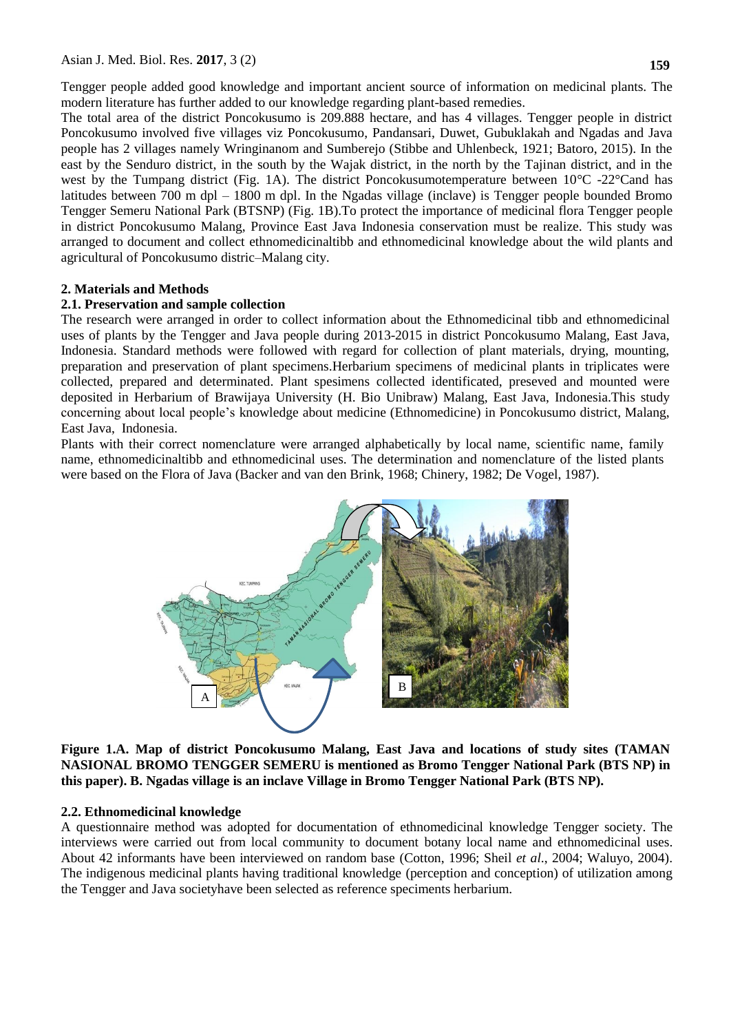Tengger people added good knowledge and important ancient source of information on medicinal plants. The modern literature has further added to our knowledge regarding plant-based remedies.

The total area of the district Poncokusumo is 209.888 hectare, and has 4 villages. Tengger people in district Poncokusumo involved five villages viz Poncokusumo, Pandansari, Duwet, Gubuklakah and Ngadas and Java people has 2 villages namely Wringinanom and Sumberejo (Stibbe and Uhlenbeck, 1921; Batoro, 2015). In the east by the Senduro district, in the south by the Wajak district, in the north by the Tajinan district, and in the west by the Tumpang district (Fig. 1A). The district Poncokusumotemperature between 10°C -22°Cand has latitudes between 700 m dpl – 1800 m dpl. In the Ngadas village (inclave) is Tengger people bounded Bromo Tengger Semeru National Park (BTSNP) (Fig. 1B).To protect the importance of medicinal flora Tengger people in district Poncokusumo Malang, Province East Java Indonesia conservation must be realize. This study was arranged to document and collect ethnomedicinaltibb and ethnomedicinal knowledge about the wild plants and agricultural of Poncokusumo distric–Malang city.

## 2. Materials and Methods

### 2.1. Preservation and sample collection

The research were arranged in order to collect information about the Ethnomedicinal tibb and ethnomedicinal uses of plants by the Tengger and Java people during 2013-2015 in district Poncokusumo Malang, East Java, Indonesia. Standard methods were followed with regard for collection of plant materials, drying, mounting, preparation and preservation of plant specimens.Herbarium specimens of medicinal plants in triplicates were collected, prepared and determinated. Plant spesimens collected identificated, preseved and mounted were deposited in Herbarium of Brawijaya University (H. Bio Unibraw) Malang, East Java, Indonesia.This study concerning about local people's knowledge about medicine (Ethnomedicine) in Poncokusumo district, Malang, East Java, Indonesia.

Plants with their correct nomenclature were arranged alphabetically by local name, scientific name, family name, ethnomedicinaltibb and ethnomedicinal uses. The determination and nomenclature of the listed plants were based on the Flora of Java (Backer and van den Brink, 1968; Chinery, 1982; De Vogel, 1987).

**Figure 1.A. Map of district Poncokusumo Malang, East Java and locations of study sites (TAMAN NASIONAL BROMO TENGGER SEMERU is mentioned as Bromo Tengger National Park (BTS NP) in this paper). B. Ngadas village is an inclave Village in Bromo Tengger National Park (BTS NP).**

### 2.2. Ethnomedicinal knowledge

A questionnaire method was adopted for documentation of ethnomedicinal knowledge Tengger society. The interviews were carried out from local community to document botany local name and ethnomedicinal uses. About 42 informants have been interviewed on random base (Cotton, 1996; Sheil *et al*., 2004; Waluyo, 2004). The indigenous medicinal plants having traditional knowledge (perception and conception) of utilization among the Tengger and Java societyhave been selected as reference speciments herbarium.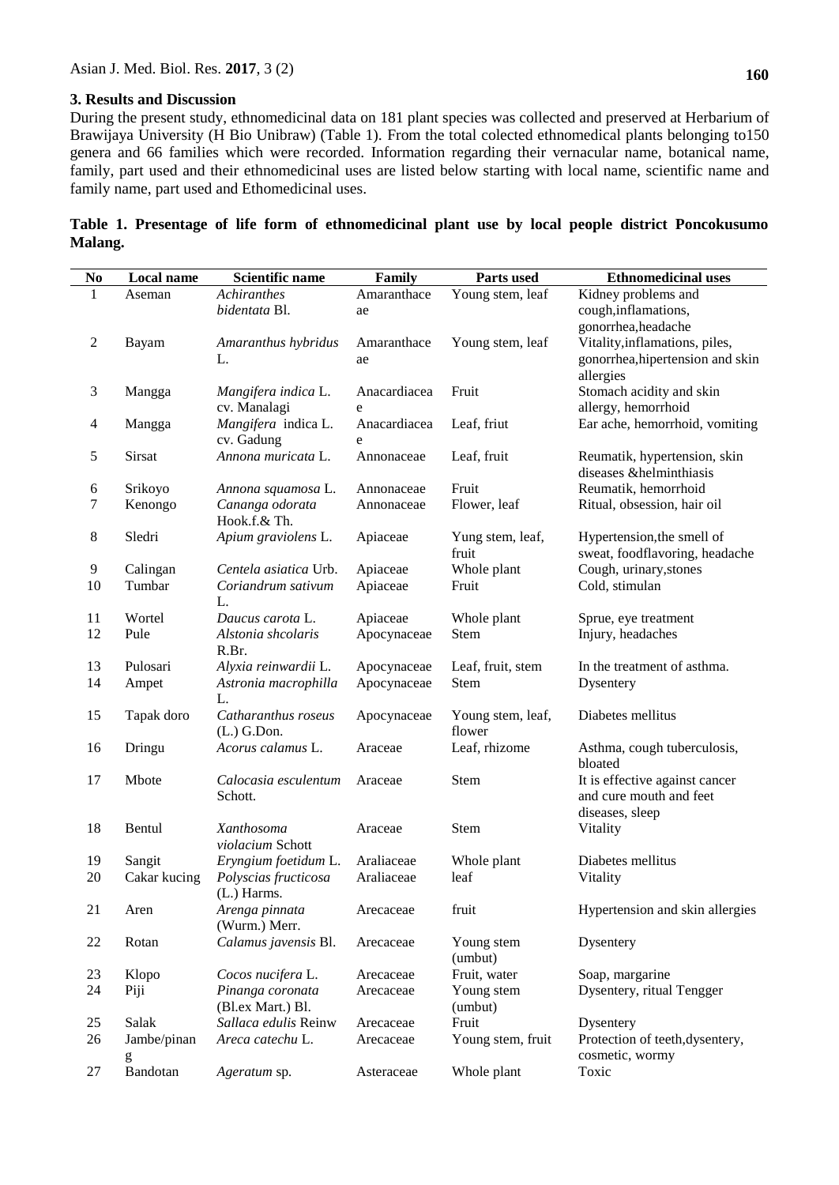## 3. Results and Discussion

During the present study, ethnomedicinal data on 181 plant species was collected and preserved at Herbarium of Brawijaya University (H Bio Unibraw) (Table 1). From the total colected ethnomedical plants belonging to150 genera and 66 families which were recorded. Information regarding their vernacular name, botanical name, family, part used and their ethnomedicinal uses are listed below starting with local name, scientific name and family name, part used and Ethomedicinal uses.

**Table 1. Presentage of life form of ethnomedicinal plant use by local people district Poncokusumo Malang.**

| No | Local name | Scientific name | Family | Parts used | Ethnomedicinal uses |
|---|---|---|---|---|---|
| 1 | Aseman | *Achiranthes bidentata* Bl. | Amaranthaceae | Young stem, leaf | Kidney problems and cough,inflamations, gonorrhea,headache |
| 2 | Bayam | *Amaranthus hybridus* L. | Amaranthaceae | Young stem, leaf | Vitality,inflamations, piles, gonorrhea,hipertension and skin allergies |
| 3 | Mangga | *Mangifera indica* L. cv. Manalagi | Anacardiaceae | Fruit | Stomach acidity and skin allergy, hemorrhoid |
| 4 | Mangga | *Mangifera indica* L. cv. Gadung | Anacardiaceae | Leaf, friut | Ear ache, hemorrhoid, vomiting |
| 5 | Sirsat | *Annona muricata* L. | Annonaceae | Leaf, fruit | Reumatik, hypertension, skin diseases &helminthiasis |
| 6 | Srikoyo | *Annona squamosa* L. | Annonaceae | Fruit | Reumatik, hemorrhoid |
| 7 | Kenongo | *Cananga odorata* Hook.f.& Th. | Annonaceae | Flower, leaf | Ritual, obsession, hair oil |
| 8 | Sledri | *Apium graviolens* L. | Apiaceae | Yung stem, leaf, fruit | Hypertension,the smell of sweat, foodflavoring, headache |
| 9 | Calingan | *Centela asiatica* Urb. | Apiaceae | Whole plant | Cough, urinary,stones |
| 10 | Tumbar | *Coriandrum sativum* L. | Apiaceae | Fruit | Cold, stimulan |
| 11 | Wortel | *Daucus carota* L. | Apiaceae | Whole plant | Sprue, eye treatment |
| 12 | Pule | *Alstonia shcolaris* R.Br. | Apocynaceae | Stem | Injury, headaches |
| 13 | Pulosari | *Alyxia reinwardii* L. | Apocynaceae | Leaf, fruit, stem | In the treatment of asthma. |
| 14 | Ampet | *Astronia macrophilla* L. | Apocynaceae | Stem | Dysentery |
| 15 | Tapak doro | *Catharanthus roseus* (L.) G.Don. | Apocynaceae | Young stem, leaf, flower | Diabetes mellitus |
| 16 | Dringu | *Acorus calamus* L. | Araceae | Leaf, rhizome | Asthma, cough tuberculosis, bloated |
| 17 | Mbote | *Calocasia esculentum* Schott. | Araceae | Stem | It is effective against cancer and cure mouth and feet diseases, sleep |
| 18 | Bentul | *Xanthosoma violacium* Schott | Araceae | Stem | Vitality |
| 19 | Sangit | *Eryngium foetidum* L. | Araliaceae | Whole plant | Diabetes mellitus |
| 20 | Cakar kucing | *Polyscias fructicosa* (L.) Harms. | Araliaceae | leaf | Vitality |
| 21 | Aren | *Arenga pinnata* (Wurm.) Merr. | Arecaceae | fruit | Hypertension and skin allergies |
| 22 | Rotan | *Calamus javensis* Bl. | Arecaceae | Young stem (umbut) | Dysentery |
| 23 | Klopo | *Cocos nucifera* L. | Arecaceae | Fruit, water | Soap, margarine |
| 24 | Piji | *Pinanga coronata* (Bl.ex Mart.) Bl. | Arecaceae | Young stem (umbut) | Dysentery, ritual Tengger |
| 25 | Salak | *Sallaca edulis* Reinw | Arecaceae | Fruit | Dysentery |
| 26 | Jambe/pinang | *Areca catechu* L. | Arecaceae | Young stem, fruit | Protection of teeth,dysentery, cosmetic, wormy |
| 27 | Bandotan | *Ageratum* sp. | Asteraceae | Whole plant | Toxic |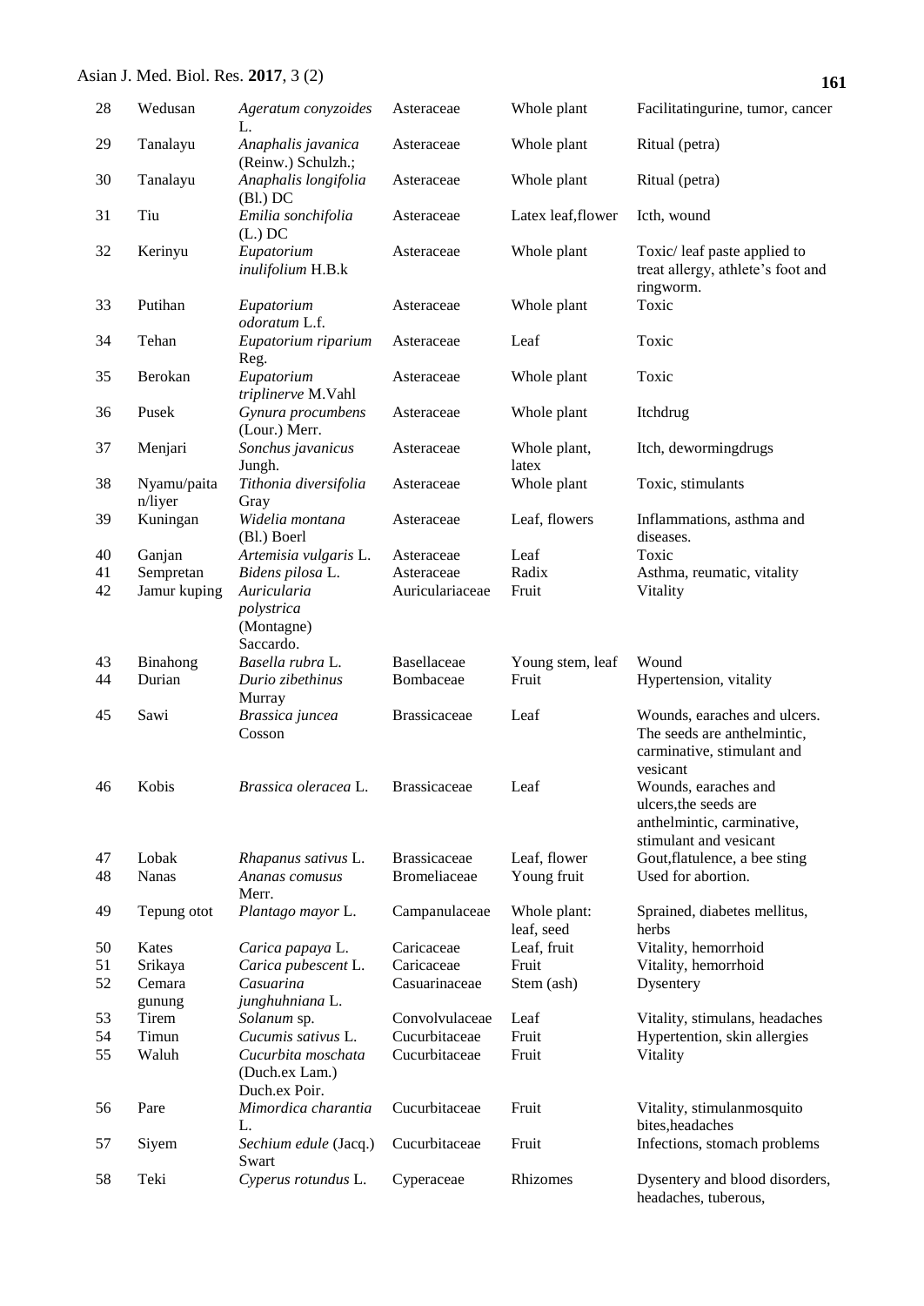| 28 | Wedusan | *Ageratum conyzoides* L. | Asteraceae | Whole plant | Facilitatingurine, tumor, cancer |
|---|---|---|---|---|---|
| 29 | Tanalayu | *Anaphalis javanica* (Reinw.) Schulzh.; | Asteraceae | Whole plant | Ritual (petra) |
| 30 | Tanalayu | *Anaphalis longifolia* (Bl.) DC | Asteraceae | Whole plant | Ritual (petra) |
| 31 | Tiu | *Emilia sonchifolia* (L.) DC | Asteraceae | Latex leaf,flower | Icth, wound |
| 32 | Kerinyu | *Eupatorium inulifolium* H.B.k | Asteraceae | Whole plant | Toxic/ leaf paste applied to treat allergy, athlete's foot and ringworm. |
| 33 | Putihan | *Eupatorium odoratum* L.f. | Asteraceae | Whole plant | Toxic |
| 34 | Tehan | *Eupatorium riparium* Reg. | Asteraceae | Leaf | Toxic |
| 35 | Berokan | *Eupatorium triplinerve* M.Vahl | Asteraceae | Whole plant | Toxic |
| 36 | Pusek | *Gynura procumbens* (Lour.) Merr. | Asteraceae | Whole plant | Itchdrug |
| 37 | Menjari | *Sonchus javanicus* Jungh. | Asteraceae | Whole plant, latex | Itch, dewormingdrugs |
| 38 | Nyamu/paita n/liyer | *Tithonia diversifolia* Gray | Asteraceae | Whole plant | Toxic, stimulants |
| 39 | Kuningan | *Widelia montana* (Bl.) Boerl | Asteraceae | Leaf, flowers | Inflammations, asthma and diseases. |
| 40 | Ganjan | *Artemisia vulgaris* L. | Asteraceae | Leaf | Toxic |
| 41 | Sempretan | *Bidens pilosa* L. | Asteraceae | Radix | Asthma, reumatic, vitality |
| 42 | Jamur kuping | *Auricularia polystrica* (Montagne) Saccardo. | Auriculariaceae | Fruit | Vitality |
| 43 | Binahong | *Basella rubra* L. | Basellaceae | Young stem, leaf | Wound |
| 44 | Durian | *Durio zibethinus* Murray | Bombaceae | Fruit | Hypertension, vitality |
| 45 | Sawi | *Brassica juncea* Cosson | Brassicaceae | Leaf | Wounds, earaches and ulcers. The seeds are anthelmintic, carminative, stimulant and vesicant |
| 46 | Kobis | *Brassica oleracea* L. | Brassicaceae | Leaf | Wounds, earaches and ulcers,the seeds are anthelmintic, carminative, stimulant and vesicant |
| 47 | Lobak | *Rhapanus sativus* L. | Brassicaceae | Leaf, flower | Gout,flatulence, a bee sting |
| 48 | Nanas | *Ananas comusus* Merr. | Bromeliaceae | Young fruit | Used for abortion. |
| 49 | Tepung otot | *Plantago mayor* L. | Campanulaceae | Whole plant: leaf, seed | Sprained, diabetes mellitus, herbs |
| 50 | Kates | *Carica papaya* L. | Caricaceae | Leaf, fruit | Vitality, hemorrhoid |
| 51 | Srikaya | *Carica pubescent* L. | Caricaceae | Fruit | Vitality, hemorrhoid |
| 52 | Cemara gunung | *Casuarina junghuhniana* L. | Casuarinaceae | Stem (ash) | Dysentery |
| 53 | Tirem | *Solanum* sp. | Convolvulaceae | Leaf | Vitality, stimulans, headaches |
| 54 | Timun | *Cucumis sativus* L. | Cucurbitaceae | Fruit | Hypertention, skin allergies |
| 55 | Waluh | *Cucurbita moschata* (Duch.ex Lam.) Duch.ex Poir. | Cucurbitaceae | Fruit | Vitality |
| 56 | Pare | *Mimordica charantia* L. | Cucurbitaceae | Fruit | Vitality, stimulanmosquito bites,headaches |
| 57 | Siyem | *Sechium edule* (Jacq.) Swart | Cucurbitaceae | Fruit | Infections, stomach problems |
| 58 | Teki | *Cyperus rotundus* L. | Cyperaceae | Rhizomes | Dysentery and blood disorders, headaches, tuberous, |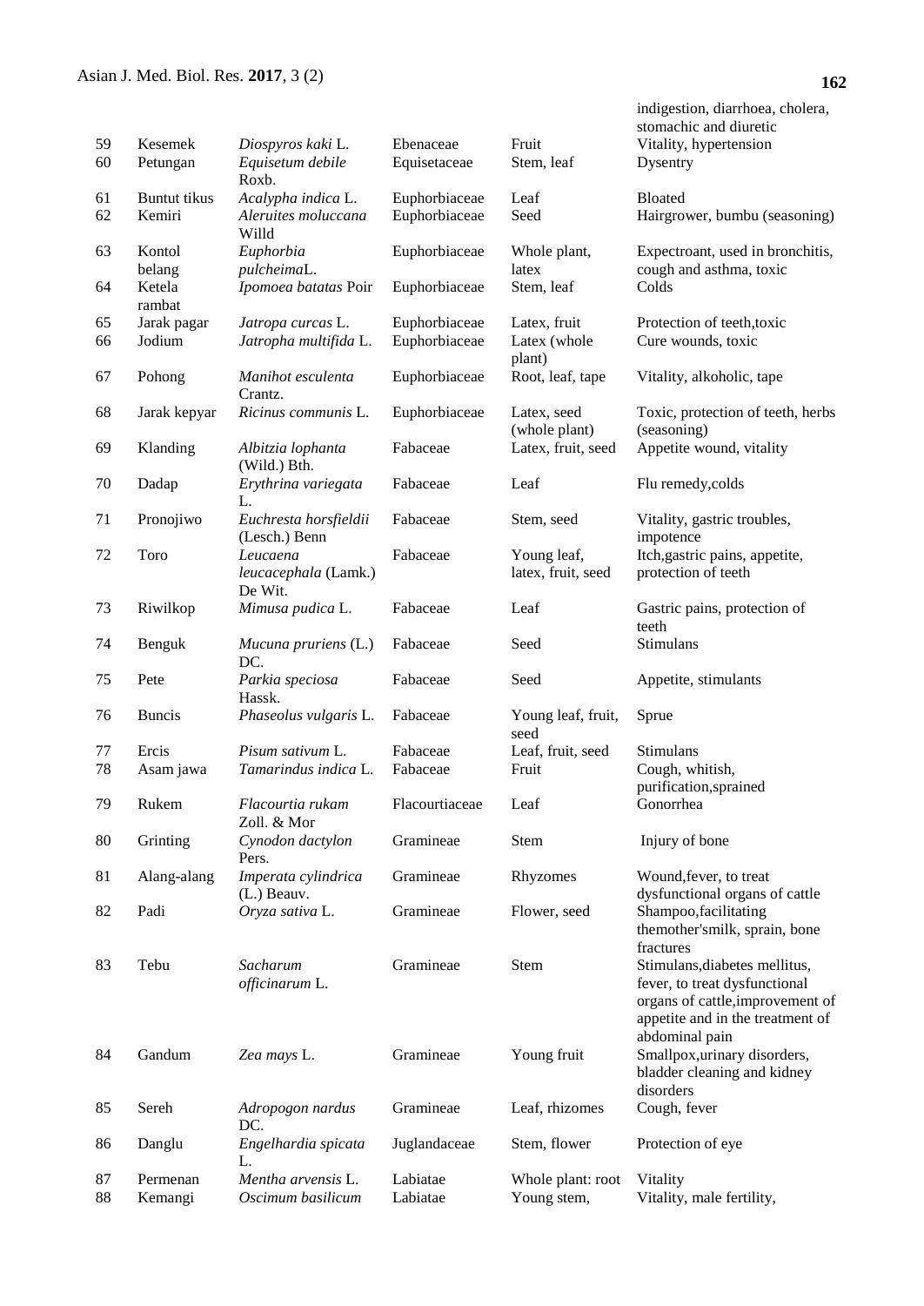| | | | | | indigestion, diarrhoea, cholera, stomachic and diuretic |
|---|---|---|---|---|---|
| 59 | Kesemek | *Diospyros kaki* L. | Ebenaceae | Fruit | Vitality, hypertension |
| 60 | Petungan | *Equisetum debile* Roxb. | Equisetaceae | Stem, leaf | Dysentry |
| 61 | Buntut tikus | *Acalypha indica* L. | Euphorbiaceae | Leaf | Bloated |
| 62 | Kemiri | *Aleruites moluccana* Willd | Euphorbiaceae | Seed | Hairgrower, bumbu (seasoning) |
| 63 | Kontol belang | *Euphorbia pulcheima*L. | Euphorbiaceae | Whole plant, latex | Expectroant, used in bronchitis, cough and asthma, toxic |
| 64 | Ketela rambat | *Ipomoea batatas* Poir | Euphorbiaceae | Stem, leaf | Colds |
| 65 | Jarak pagar | *Jatropa curcas* L. | Euphorbiaceae | Latex, fruit | Protection of teeth,toxic |
| 66 | Jodium | *Jatropha multifida* L. | Euphorbiaceae | Latex (whole plant) | Cure wounds, toxic |
| 67 | Pohong | *Manihot esculenta* Crantz. | Euphorbiaceae | Root, leaf, tape | Vitality, alkoholic, tape |
| 68 | Jarak kepyar | *Ricinus communis* L. | Euphorbiaceae | Latex, seed (whole plant) | Toxic, protection of teeth, herbs (seasoning) |
| 69 | Klanding | *Albitzia lophanta* (Wild.) Bth. | Fabaceae | Latex, fruit, seed | Appetite wound, vitality |
| 70 | Dadap | *Erythrina variegata* L. | Fabaceae | Leaf | Flu remedy,colds |
| 71 | Pronojiwo | *Euchresta horsfieldii* (Lesch.) Benn | Fabaceae | Stem, seed | Vitality, gastric troubles, impotence |
| 72 | Toro | *Leucaena leucacephala* (Lamk.) De Wit. | Fabaceae | Young leaf, latex, fruit, seed | Itch,gastric pains, appetite, protection of teeth |
| 73 | Riwilkop | *Mimusa pudica* L. | Fabaceae | Leaf | Gastric pains, protection of teeth |
| 74 | Benguk | *Mucuna pruriens* (L.) DC. | Fabaceae | Seed | Stimulans |
| 75 | Pete | *Parkia speciosa* Hassk. | Fabaceae | Seed | Appetite, stimulants |
| 76 | Buncis | *Phaseolus vulgaris* L. | Fabaceae | Young leaf, fruit, seed | Sprue |
| 77 | Ercis | *Pisum sativum* L. | Fabaceae | Leaf, fruit, seed | Stimulans |
| 78 | Asam jawa | *Tamarindus indica* L. | Fabaceae | Fruit | Cough, whitish, purification,sprained |
| 79 | Rukem | *Flacourtia rukam* Zoll. & Mor | Flacourtiaceae | Leaf | Gonorrhea |
| 80 | Grinting | *Cynodon dactylon* Pers. | Gramineae | Stem | Injury of bone |
| 81 | Alang-alang | *Imperata cylindrica* (L.) Beauv. | Gramineae | Rhyzomes | Wound,fever, to treat dysfunctional organs of cattle |
| 82 | Padi | *Oryza sativa* L. | Gramineae | Flower, seed | Shampoo,facilitating themother'smilk, sprain, bone fractures |
| 83 | Tebu | *Sacharum officinarum* L. | Gramineae | Stem | Stimulans,diabetes mellitus, fever, to treat dysfunctional organs of cattle,improvement of appetite and in the treatment of abdominal pain |
| 84 | Gandum | *Zea mays* L. | Gramineae | Young fruit | Smallpox,urinary disorders, bladder cleaning and kidney disorders |
| 85 | Sereh | *Adropogon nardus* DC. | Gramineae | Leaf, rhizomes | Cough, fever |
| 86 | Danglu | *Engelhardia spicata* L. | Juglandaceae | Stem, flower | Protection of eye |
| 87 | Permenan | *Mentha arvensis* L. | Labiatae | Whole plant: root | Vitality |
| 88 | Kemangi | *Oscimum basilicum* | Labiatae | Young stem, | Vitality, male fertility, |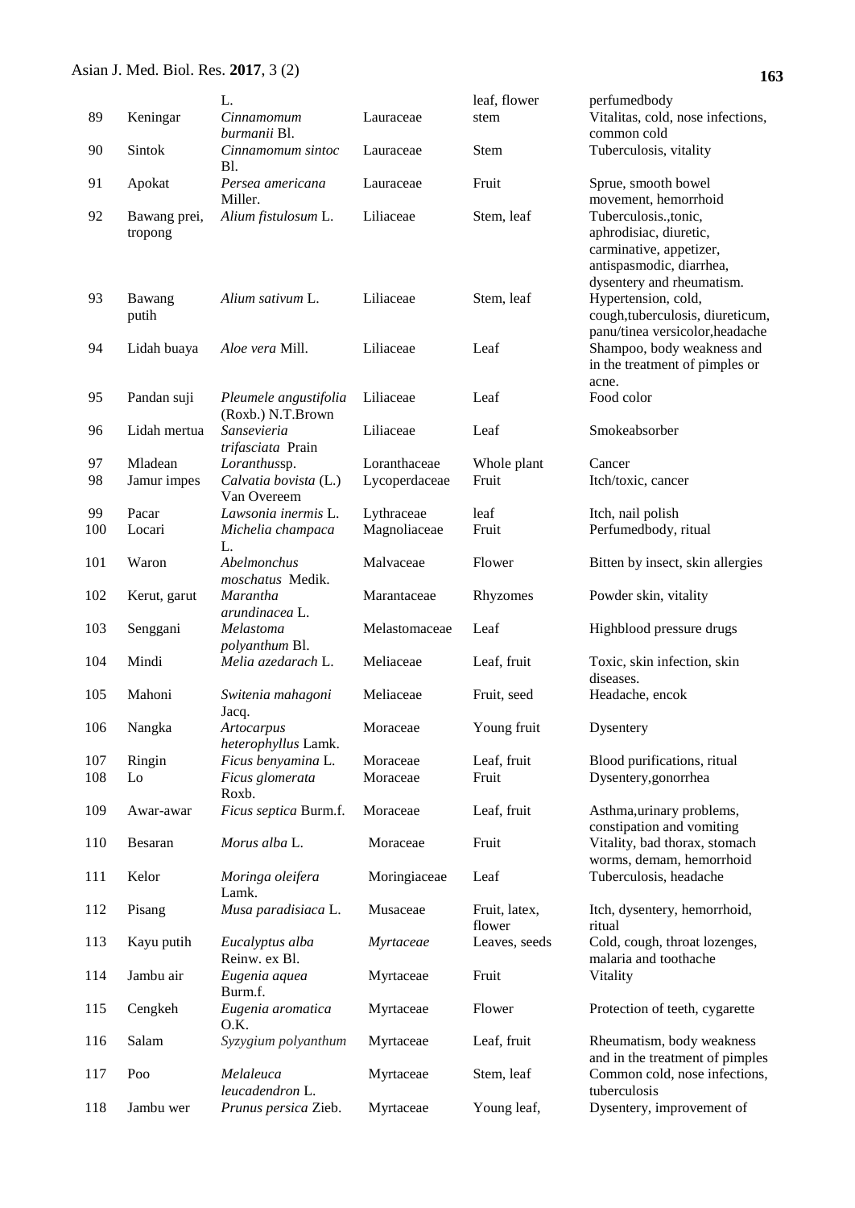| | | L. | | leaf, flower | perfumedbody |
|---|---|---|---|---|---|
| 89 | Keningar | *Cinnamomum burmanii* Bl. | Lauraceae | stem | Vitalitas, cold, nose infections, common cold |
| 90 | Sintok | *Cinnamomum sintoc* Bl. | Lauraceae | Stem | Tuberculosis, vitality |
| 91 | Apokat | *Persea americana* Miller. | Lauraceae | Fruit | Sprue, smooth bowel movement, hemorrhoid |
| 92 | Bawang prei, tropong | *Alium fistulosum* L. | Liliaceae | Stem, leaf | Tuberculosis.,tonic, aphrodisiac, diuretic, carminative, appetizer, antispasmodic, diarrhea, dysentery and rheumatism. |
| 93 | Bawang putih | *Alium sativum* L. | Liliaceae | Stem, leaf | Hypertension, cold, cough,tuberculosis, diureticum, panu/tinea versicolor,headache |
| 94 | Lidah buaya | *Aloe vera* Mill. | Liliaceae | Leaf | Shampoo, body weakness and in the treatment of pimples or acne. |
| 95 | Pandan suji | *Pleumele angustifolia* (Roxb.) N.T.Brown | Liliaceae | Leaf | Food color |
| 96 | Lidah mertua | *Sansevieria trifasciata* Prain | Liliaceae | Leaf | Smokeabsorber |
| 97 | Mladean | *Loranthus*sp. | Loranthaceae | Whole plant | Cancer |
| 98 | Jamur impes | *Calvatia bovista* (L.) Van Overeem | Lycoperdaceae | Fruit | Itch/toxic, cancer |
| 99 | Pacar | *Lawsonia inermis* L. | Lythraceae | leaf | Itch, nail polish |
| 100 | Locari | *Michelia champaca* L. | Magnoliaceae | Fruit | Perfumedbody, ritual |
| 101 | Waron | *Abelmonchus moschatus* Medik. | Malvaceae | Flower | Bitten by insect, skin allergies |
| 102 | Kerut, garut | *Marantha arundinacea* L. | Marantaceae | Rhyzomes | Powder skin, vitality |
| 103 | Senggani | *Melastoma polyanthum* Bl. | Melastomaceae | Leaf | Highblood pressure drugs |
| 104 | Mindi | *Melia azedarach* L. | Meliaceae | Leaf, fruit | Toxic, skin infection, skin diseases. |
| 105 | Mahoni | *Switenia mahagoni* Jacq. | Meliaceae | Fruit, seed | Headache, encok |
| 106 | Nangka | *Artocarpus heterophyllus* Lamk. | Moraceae | Young fruit | Dysentery |
| 107 | Ringin | *Ficus benyamina* L. | Moraceae | Leaf, fruit | Blood purifications, ritual |
| 108 | Lo | *Ficus glomerata* Roxb. | Moraceae | Fruit | Dysentery,gonorrhea |
| 109 | Awar-awar | *Ficus septica* Burm.f. | Moraceae | Leaf, fruit | Asthma,urinary problems, constipation and vomiting |
| 110 | Besaran | *Morus alba* L. | Moraceae | Fruit | Vitality, bad thorax, stomach worms, demam, hemorrhoid |
| 111 | Kelor | *Moringa oleifera* Lamk. | Moringiaceae | Leaf | Tuberculosis, headache |
| 112 | Pisang | *Musa paradisiaca* L. | Musaceae | Fruit, latex, flower | Itch, dysentery, hemorrhoid, ritual |
| 113 | Kayu putih | *Eucalyptus alba* Reinw. ex Bl. | *Myrtaceae* | Leaves, seeds | Cold, cough, throat lozenges, malaria and toothache |
| 114 | Jambu air | *Eugenia aquea* Burm.f. | Myrtaceae | Fruit | Vitality |
| 115 | Cengkeh | *Eugenia aromatica* O.K. | Myrtaceae | Flower | Protection of teeth, cygarette |
| 116 | Salam | *Syzygium polyanthum* | Myrtaceae | Leaf, fruit | Rheumatism, body weakness and in the treatment of pimples |
| 117 | Poo | *Melaleuca leucadendron* L. | Myrtaceae | Stem, leaf | Common cold, nose infections, tuberculosis |
| 118 | Jambu wer | *Prunus persica* Zieb. | Myrtaceae | Young leaf, | Dysentery, improvement of |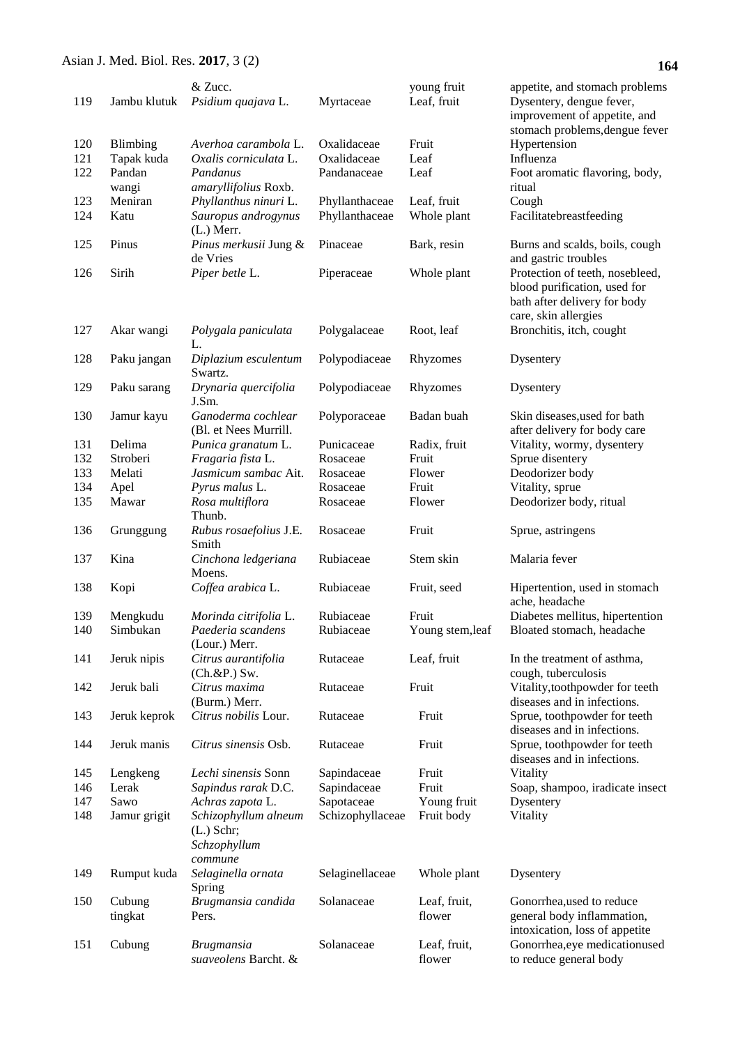| | | & Zucc. | | young fruit | appetite, and stomach problems |
|---|---|---|---|---|---|
| 119 | Jambu klutuk | *Psidium quajava* L. | Myrtaceae | Leaf, fruit | Dysentery, dengue fever, improvement of appetite, and stomach problems,dengue fever |
| 120 | Blimbing | *Averhoa carambola* L. | Oxalidaceae | Fruit | Hypertension |
| 121 | Tapak kuda | *Oxalis corniculata* L. | Oxalidaceae | Leaf | Influenza |
| 122 | Pandan wangi | *Pandanus amaryllifolius* Roxb. | Pandanaceae | Leaf | Foot aromatic flavoring, body, ritual |
| 123 | Meniran | *Phyllanthus ninuri* L. | Phyllanthaceae | Leaf, fruit | Cough |
| 124 | Katu | *Sauropus androgynus* (L.) Merr. | Phyllanthaceae | Whole plant | Facilitatebreastfeeding |
| 125 | Pinus | *Pinus merkusii* Jung & de Vries | Pinaceae | Bark, resin | Burns and scalds, boils, cough and gastric troubles |
| 126 | Sirih | *Piper betle* L. | Piperaceae | Whole plant | Protection of teeth, nosebleed, blood purification, used for bath after delivery for body care, skin allergies |
| 127 | Akar wangi | *Polygala paniculata* L. | Polygalaceae | Root, leaf | Bronchitis, itch, cought |
| 128 | Paku jangan | *Diplazium esculentum* Swartz. | Polypodiaceae | Rhyzomes | Dysentery |
| 129 | Paku sarang | *Drynaria quercifolia* J.Sm. | Polypodiaceae | Rhyzomes | Dysentery |
| 130 | Jamur kayu | *Ganoderma cochlear* (Bl. et Nees Murrill. | Polyporaceae | Badan buah | Skin diseases,used for bath after delivery for body care |
| 131 | Delima | *Punica granatum* L. | Punicaceae | Radix, fruit | Vitality, wormy, dysentery |
| 132 | Stroberi | *Fragaria fista* L. | Rosaceae | Fruit | Sprue disentery |
| 133 | Melati | *Jasmicum sambac* Ait. | Rosaceae | Flower | Deodorizer body |
| 134 | Apel | *Pyrus malus* L. | Rosaceae | Fruit | Vitality, sprue |
| 135 | Mawar | *Rosa multiflora* Thunb. | Rosaceae | Flower | Deodorizer body, ritual |
| 136 | Grunggung | *Rubus rosaefolius* J.E. Smith | Rosaceae | Fruit | Sprue, astringens |
| 137 | Kina | *Cinchona ledgeriana* Moens. | Rubiaceae | Stem skin | Malaria fever |
| 138 | Kopi | *Coffea arabica* L. | Rubiaceae | Fruit, seed | Hipertention, used in stomach ache, headache |
| 139 | Mengkudu | *Morinda citrifolia* L. | Rubiaceae | Fruit | Diabetes mellitus, hipertention |
| 140 | Simbukan | *Paederia scandens* (Lour.) Merr. | Rubiaceae | Young stem,leaf | Bloated stomach, headache |
| 141 | Jeruk nipis | *Citrus aurantifolia* (Ch.&P.) Sw. | Rutaceae | Leaf, fruit | In the treatment of asthma, cough, tuberculosis |
| 142 | Jeruk bali | *Citrus maxima* (Burm.) Merr. | Rutaceae | Fruit | Vitality,toothpowder for teeth diseases and in infections. |
| 143 | Jeruk keprok | *Citrus nobilis* Lour. | Rutaceae | Fruit | Sprue, toothpowder for teeth diseases and in infections. |
| 144 | Jeruk manis | *Citrus sinensis* Osb. | Rutaceae | Fruit | Sprue, toothpowder for teeth diseases and in infections. |
| 145 | Lengkeng | *Lechi sinensis* Sonn | Sapindaceae | Fruit | Vitality |
| 146 | Lerak | *Sapindus rarak* D.C. | Sapindaceae | Fruit | Soap, shampoo, iradicate insect |
| 147 | Sawo | *Achras zapota* L. | Sapotaceae | Young fruit | Dysentery |
| 148 | Jamur grigit | *Schizophyllum alneum* (L.) Schr; *Schzophyllum commune* | Schizophyllaceae | Fruit body | Vitality |
| 149 | Rumput kuda | *Selaginella ornata* Spring | Selaginellaceae | Whole plant | Dysentery |
| 150 | Cubung tingkat | *Brugmansia candida* Pers. | Solanaceae | Leaf, fruit, flower | Gonorrhea,used to reduce general body inflammation, intoxication, loss of appetite |
| 151 | Cubung | *Brugmansia suaveolens* Barcht. & | Solanaceae | Leaf, fruit, flower | Gonorrhea,eye medicationused to reduce general body |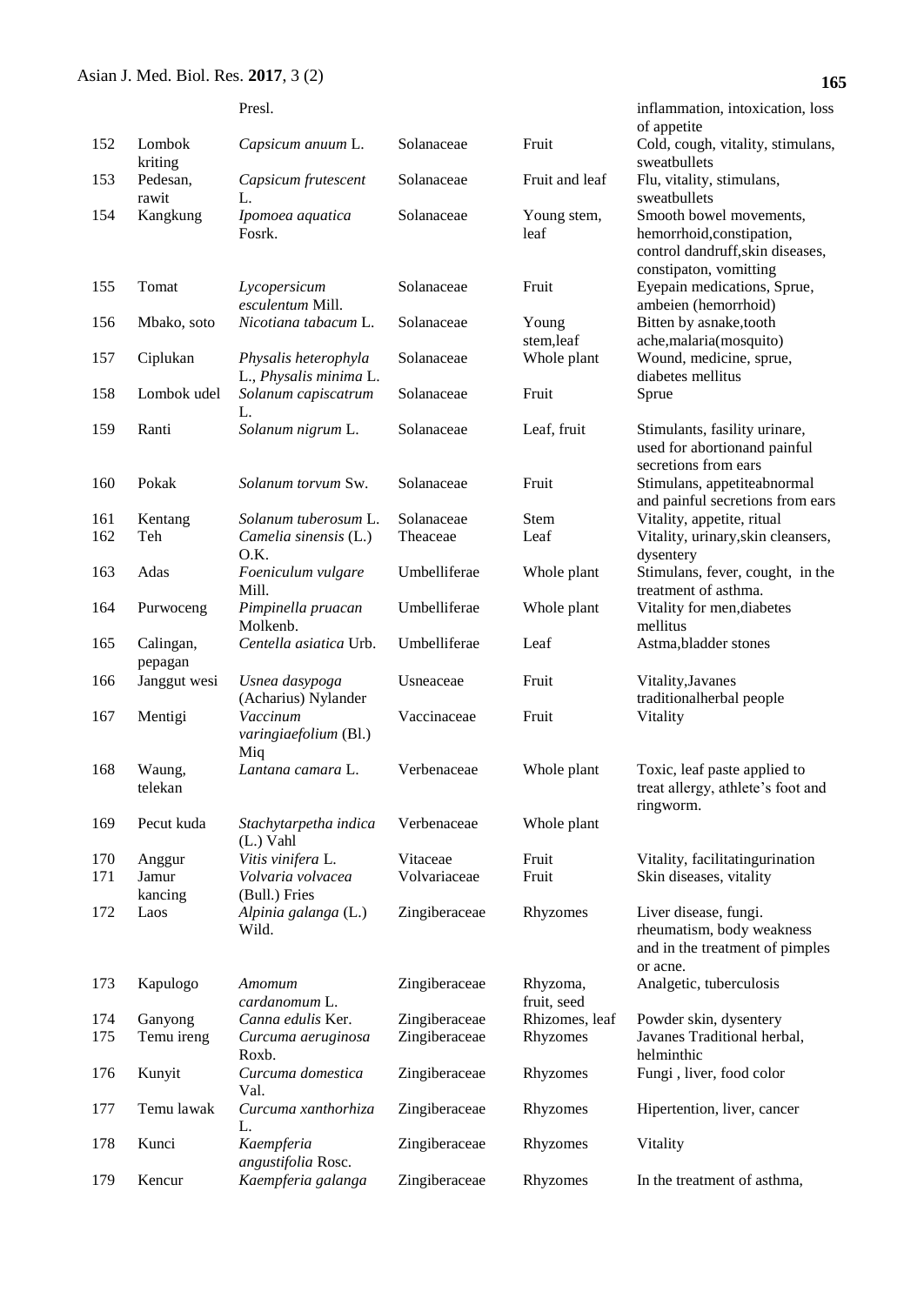| | | | | | |
|---|---|---|---|---|---|
| | | Presl. | | | inflammation, intoxication, loss of appetite |
| 152 | Lombok kriting | *Capsicum anuum* L. | Solanaceae | Fruit | Cold, cough, vitality, stimulans, sweatbullets |
| 153 | Pedesan, rawit | *Capsicum frutescent* L. | Solanaceae | Fruit and leaf | Flu, vitality, stimulans, sweatbullets |
| 154 | Kangkung | *Ipomoea aquatica* Fosrk. | Solanaceae | Young stem, leaf | Smooth bowel movements, hemorrhoid,constipation, control dandruff,skin diseases, constipaton, vomitting |
| 155 | Tomat | *Lycopersicum esculentum* Mill. | Solanaceae | Fruit | Eyepain medications, Sprue, ambeien (hemorrhoid) |
| 156 | Mbako, soto | *Nicotiana tabacum* L. | Solanaceae | Young stem,leaf | Bitten by asnake,tooth ache,malaria(mosquito) |
| 157 | Ciplukan | *Physalis heterophyla* L., *Physalis minima* L. | Solanaceae | Whole plant | Wound, medicine, sprue, diabetes mellitus |
| 158 | Lombok udel | *Solanum capiscatrum* L. | Solanaceae | Fruit | Sprue |
| 159 | Ranti | *Solanum nigrum* L. | Solanaceae | Leaf, fruit | Stimulants, fasility urinare, used for abortionand painful secretions from ears |
| 160 | Pokak | *Solanum torvum* Sw. | Solanaceae | Fruit | Stimulans, appetiteabnormal and painful secretions from ears |
| 161 | Kentang | *Solanum tuberosum* L. | Solanaceae | Stem | Vitality, appetite, ritual |
| 162 | Teh | *Camelia sinensis* (L.) O.K. | Theaceae | Leaf | Vitality, urinary,skin cleansers, dysentery |
| 163 | Adas | *Foeniculum vulgare* Mill. | Umbelliferae | Whole plant | Stimulans, fever, cought, in the treatment of asthma. |
| 164 | Purwoceng | *Pimpinella pruacan* Molkenb. | Umbelliferae | Whole plant | Vitality for men,diabetes mellitus |
| 165 | Calingan, pepagan | *Centella asiatica* Urb. | Umbelliferae | Leaf | Astma,bladder stones |
| 166 | Janggut wesi | *Usnea dasypoga* (Acharius) Nylander | Usneaceae | Fruit | Vitality,Javanes traditionalherbal people |
| 167 | Mentigi | *Vaccinum varingiaefolium* (Bl.) Miq | Vaccinaceae | Fruit | Vitality |
| 168 | Waung, telekan | *Lantana camara* L. | Verbenaceae | Whole plant | Toxic, leaf paste applied to treat allergy, athlete's foot and ringworm. |
| 169 | Pecut kuda | *Stachytarpetha indica* (L.) Vahl | Verbenaceae | Whole plant | |
| 170 | Anggur | *Vitis vinifera* L. | Vitaceae | Fruit | Vitality, facilitatingurination |
| 171 | Jamur kancing | *Volvaria volvacea* (Bull.) Fries | Volvariaceae | Fruit | Skin diseases, vitality |
| 172 | Laos | *Alpinia galanga* (L.) Wild. | Zingiberaceae | Rhyzomes | Liver disease, fungi. rheumatism, body weakness and in the treatment of pimples or acne. |
| 173 | Kapulogo | *Amomum cardanomum* L. | Zingiberaceae | Rhyzoma, fruit, seed | Analgetic, tuberculosis |
| 174 | Ganyong | *Canna edulis* Ker. | Zingiberaceae | Rhizomes, leaf | Powder skin, dysentery |
| 175 | Temu ireng | *Curcuma aeruginosa* Roxb. | Zingiberaceae | Rhyzomes | Javanes Traditional herbal, helminthic |
| 176 | Kunyit | *Curcuma domestica* Val. | Zingiberaceae | Rhyzomes | Fungi , liver, food color |
| 177 | Temu lawak | *Curcuma xanthorhiza* L. | Zingiberaceae | Rhyzomes | Hipertention, liver, cancer |
| 178 | Kunci | *Kaempferia angustifolia* Rosc. | Zingiberaceae | Rhyzomes | Vitality |
| 179 | Kencur | *Kaempferia galanga* | Zingiberaceae | Rhyzomes | In the treatment of asthma, |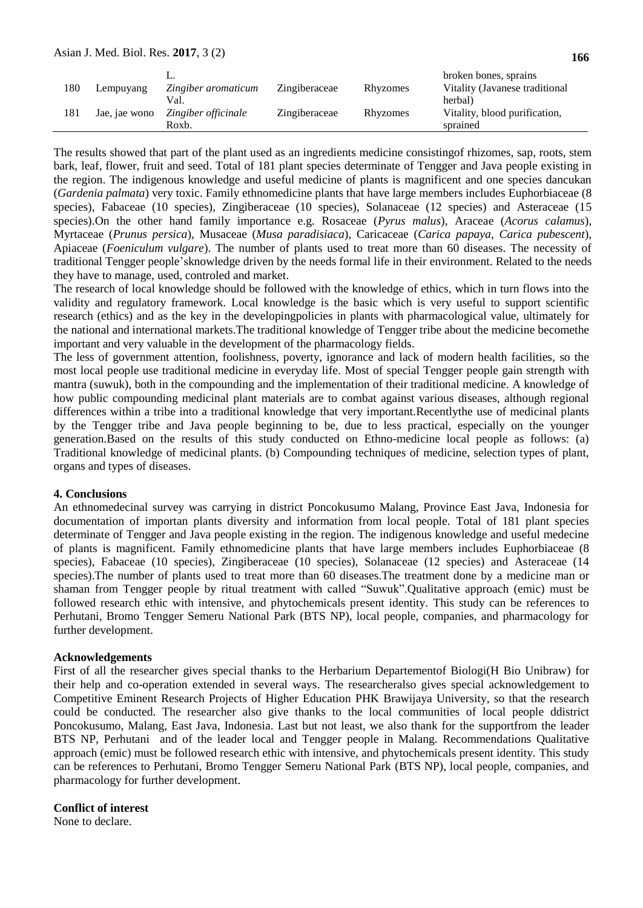| | | L. | | | broken bones, sprains |
|---|---|---|---|---|---|
| 180 | Lempuyang | *Zingiber aromaticum* Val. | Zingiberaceae | Rhyzomes | Vitality (Javanese traditional herbal) |
| 181 | Jae, jae wono | *Zingiber officinale* Roxb. | Zingiberaceae | Rhyzomes | Vitality, blood purification, sprained |

The results showed that part of the plant used as an ingredients medicine consistingof rhizomes, sap, roots, stem bark, leaf, flower, fruit and seed. Total of 181 plant species determinate of Tengger and Java people existing in the region. The indigenous knowledge and useful medicine of plants is magnificent and one species dancukan (*Gardenia palmata*) very toxic. Family ethnomedicine plants that have large members includes Euphorbiaceae (8 species), Fabaceae (10 species), Zingiberaceae (10 species), Solanaceae (12 species) and Asteraceae (15 species).On the other hand family importance e.g. Rosaceae (*Pyrus malus*), Araceae (*Acorus calamus*), Myrtaceae (*Prunus persica*), Musaceae (*Musa paradisiaca*), Caricaceae (*Carica papaya*, *Carica pubescent*), Apiaceae (*Foeniculum vulgare*). The number of plants used to treat more than 60 diseases. The necessity of traditional Tengger people'sknowledge driven by the needs formal life in their environment. Related to the needs they have to manage, used, controled and market.

The research of local knowledge should be followed with the knowledge of ethics, which in turn flows into the validity and regulatory framework. Local knowledge is the basic which is very useful to support scientific research (ethics) and as the key in the developingpolicies in plants with pharmacological value, ultimately for the national and international markets.The traditional knowledge of Tengger tribe about the medicine becomethe important and very valuable in the development of the pharmacology fields.

The less of government attention, foolishness, poverty, ignorance and lack of modern health facilities, so the most local people use traditional medicine in everyday life. Most of special Tengger people gain strength with mantra (suwuk), both in the compounding and the implementation of their traditional medicine. A knowledge of how public compounding medicinal plant materials are to combat against various diseases, although regional differences within a tribe into a traditional knowledge that very important.Recentlythe use of medicinal plants by the Tengger tribe and Java people beginning to be, due to less practical, especially on the younger generation.Based on the results of this study conducted on Ethno-medicine local people as follows: (a) Traditional knowledge of medicinal plants. (b) Compounding techniques of medicine, selection types of plant, organs and types of diseases.

## 4. Conclusions

An ethnomedecinal survey was carrying in district Poncokusumo Malang, Province East Java, Indonesia for documentation of importan plants diversity and information from local people. Total of 181 plant species determinate of Tengger and Java people existing in the region. The indigenous knowledge and useful medecine of plants is magnificent. Family ethnomedicine plants that have large members includes Euphorbiaceae (8 species), Fabaceae (10 species), Zingiberaceae (10 species), Solanaceae (12 species) and Asteraceae (14 species).The number of plants used to treat more than 60 diseases.The treatment done by a medicine man or shaman from Tengger people by ritual treatment with called "Suwuk".Qualitative approach (emic) must be followed research ethic with intensive, and phytochemicals present identity. This study can be references to Perhutani, Bromo Tengger Semeru National Park (BTS NP), local people, companies, and pharmacology for further development.

## Acknowledgements

First of all the researcher gives special thanks to the Herbarium Departementof Biologi(H Bio Unibraw) for their help and co-operation extended in several ways. The researcheralso gives special acknowledgement to Competitive Eminent Research Projects of Higher Education PHK Brawijaya University, so that the research could be conducted. The researcher also give thanks to the local communities of local people ddistrict Poncokusumo, Malang, East Java, Indonesia. Last but not least, we also thank for the supportfrom the leader BTS NP, Perhutani and of the leader local and Tengger people in Malang. Recommendations Qualitative approach (emic) must be followed research ethic with intensive, and phytochemicals present identity. This study can be references to Perhutani, Bromo Tengger Semeru National Park (BTS NP), local people, companies, and pharmacology for further development.

## Conflict of interest

None to declare.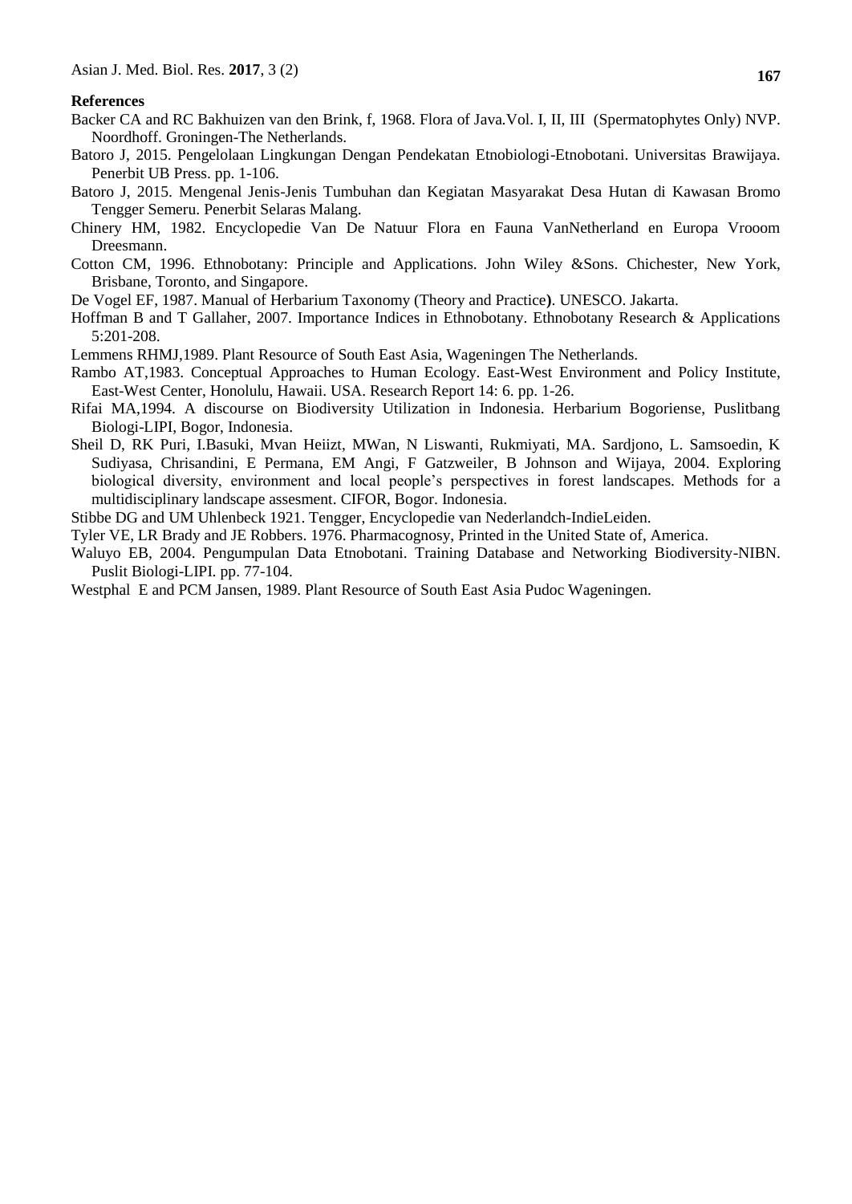**References**

Backer CA and RC Bakhuizen van den Brink, f, 1968. Flora of Java.Vol. I, II, III (Spermatophytes Only) NVP. Noordhoff. Groningen-The Netherlands.

Batoro J, 2015. Pengelolaan Lingkungan Dengan Pendekatan Etnobiologi-Etnobotani. Universitas Brawijaya. Penerbit UB Press. pp. 1-106.

Batoro J, 2015. Mengenal Jenis-Jenis Tumbuhan dan Kegiatan Masyarakat Desa Hutan di Kawasan Bromo Tengger Semeru. Penerbit Selaras Malang.

Chinery HM, 1982. Encyclopedie Van De Natuur Flora en Fauna VanNetherland en Europa Vrooom Dreesmann.

Cotton CM, 1996. Ethnobotany: Principle and Applications. John Wiley &Sons. Chichester, New York, Brisbane, Toronto, and Singapore.

De Vogel EF, 1987. Manual of Herbarium Taxonomy (Theory and Practice**)**. UNESCO. Jakarta.

Hoffman B and T Gallaher, 2007. Importance Indices in Ethnobotany. Ethnobotany Research & Applications 5:201-208.

Lemmens RHMJ,1989. Plant Resource of South East Asia, Wageningen The Netherlands.

Rambo AT,1983. Conceptual Approaches to Human Ecology. East-West Environment and Policy Institute, East-West Center, Honolulu, Hawaii. USA. Research Report 14: 6. pp. 1-26.

Rifai MA,1994. A discourse on Biodiversity Utilization in Indonesia. Herbarium Bogoriense, Puslitbang Biologi-LIPI, Bogor, Indonesia.

Sheil D, RK Puri, I.Basuki, Mvan Heiizt, MWan, N Liswanti, Rukmiyati, MA. Sardjono, L. Samsoedin, K Sudiyasa, Chrisandini, E Permana, EM Angi, F Gatzweiler, B Johnson and Wijaya, 2004. Exploring biological diversity, environment and local people's perspectives in forest landscapes. Methods for a multidisciplinary landscape assesment. CIFOR, Bogor. Indonesia.

Stibbe DG and UM Uhlenbeck 1921. Tengger, Encyclopedie van Nederlandch-IndieLeiden.

Tyler VE, LR Brady and JE Robbers. 1976. Pharmacognosy, Printed in the United State of, America.

Waluyo EB, 2004. Pengumpulan Data Etnobotani. Training Database and Networking Biodiversity-NIBN. Puslit Biologi-LIPI. pp. 77-104.

Westphal E and PCM Jansen, 1989. Plant Resource of South East Asia Pudoc Wageningen.